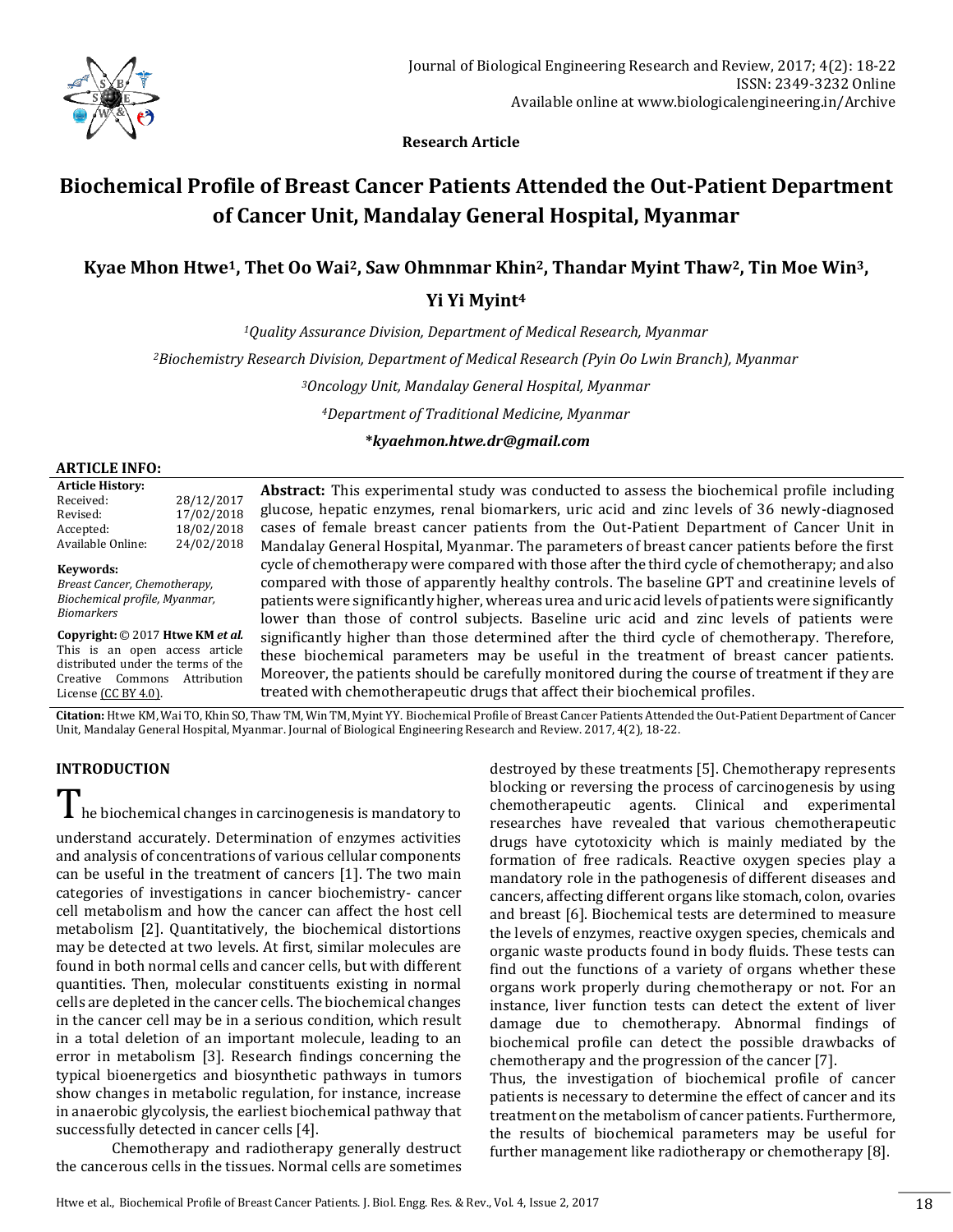**Research Article**

# Biochemical Profile of Breast Cancer Patients Attended the Out-Patient Department of Cancer Unit, Mandalay General Hospital, Myanmar

**Kyae Mhon Htwe[1], Thet Oo Wai[2], Saw Ohmnmar Khin[2], Thandar Myint Thaw[2], Tin Moe Win[3], Yi Yi Myint[4]**

*[1]Quality Assurance Division, Department of Medical Research, Myanmar*

*[2]Biochemistry Research Division, Department of Medical Research (Pyin Oo Lwin Branch), Myanmar*

*[3]Oncology Unit, Mandalay General Hospital, Myanmar*

*[4]Department of Traditional Medicine, Myanmar*

***kyaehmon.htwe.dr@gmail.com**

## ARTICLE INFO:

**Article History:**

| | |
|---|---|
| Received: | 28/12/2017 |
| Revised: | 17/02/2018 |
| Accepted: | 18/02/2018 |
| Available Online: | 24/02/2018 |

**Keywords:**
*Breast Cancer, Chemotherapy, Biochemical profile, Myanmar, Biomarkers*

**Copyright:** © 2017 **Htwe KM *et al.*** This is an open access article distributed under the terms of the Creative Commons Attribution License (CC BY 4.0).

**Abstract:** This experimental study was conducted to assess the biochemical profile including glucose, hepatic enzymes, renal biomarkers, uric acid and zinc levels of 36 newly-diagnosed cases of female breast cancer patients from the Out-Patient Department of Cancer Unit in Mandalay General Hospital, Myanmar. The parameters of breast cancer patients before the first cycle of chemotherapy were compared with those after the third cycle of chemotherapy; and also compared with those of apparently healthy controls. The baseline GPT and creatinine levels of patients were significantly higher, whereas urea and uric acid levels of patients were significantly lower than those of control subjects. Baseline uric acid and zinc levels of patients were significantly higher than those determined after the third cycle of chemotherapy. Therefore, these biochemical parameters may be useful in the treatment of breast cancer patients. Moreover, the patients should be carefully monitored during the course of treatment if they are treated with chemotherapeutic drugs that affect their biochemical profiles.

**Citation:** Htwe KM, Wai TO, Khin SO, Thaw TM, Win TM, Myint YY. Biochemical Profile of Breast Cancer Patients Attended the Out-Patient Department of Cancer Unit, Mandalay General Hospital, Myanmar. Journal of Biological Engineering Research and Review. 2017, 4(2), 18-22.

## INTRODUCTION

The biochemical changes in carcinogenesis is mandatory to understand accurately. Determination of enzymes activities and analysis of concentrations of various cellular components can be useful in the treatment of cancers [1]. The two main categories of investigations in cancer biochemistry- cancer cell metabolism and how the cancer can affect the host cell metabolism [2]. Quantitatively, the biochemical distortions may be detected at two levels. At first, similar molecules are found in both normal cells and cancer cells, but with different quantities. Then, molecular constituents existing in normal cells are depleted in the cancer cells. The biochemical changes in the cancer cell may be in a serious condition, which result in a total deletion of an important molecule, leading to an error in metabolism [3]. Research findings concerning the typical bioenergetics and biosynthetic pathways in tumors show changes in metabolic regulation, for instance, increase in anaerobic glycolysis, the earliest biochemical pathway that successfully detected in cancer cells [4].

Chemotherapy and radiotherapy generally destruct the cancerous cells in the tissues. Normal cells are sometimes destroyed by these treatments [5]. Chemotherapy represents blocking or reversing the process of carcinogenesis by using chemotherapeutic agents. Clinical and experimental researches have revealed that various chemotherapeutic drugs have cytotoxicity which is mainly mediated by the formation of free radicals. Reactive oxygen species play a mandatory role in the pathogenesis of different diseases and cancers, affecting different organs like stomach, colon, ovaries and breast [6]. Biochemical tests are determined to measure the levels of enzymes, reactive oxygen species, chemicals and organic waste products found in body fluids. These tests can find out the functions of a variety of organs whether these organs work properly during chemotherapy or not. For an instance, liver function tests can detect the extent of liver damage due to chemotherapy. Abnormal findings of biochemical profile can detect the possible drawbacks of chemotherapy and the progression of the cancer [7].

Thus, the investigation of biochemical profile of cancer patients is necessary to determine the effect of cancer and its treatment on the metabolism of cancer patients. Furthermore, the results of biochemical parameters may be useful for further management like radiotherapy or chemotherapy [8].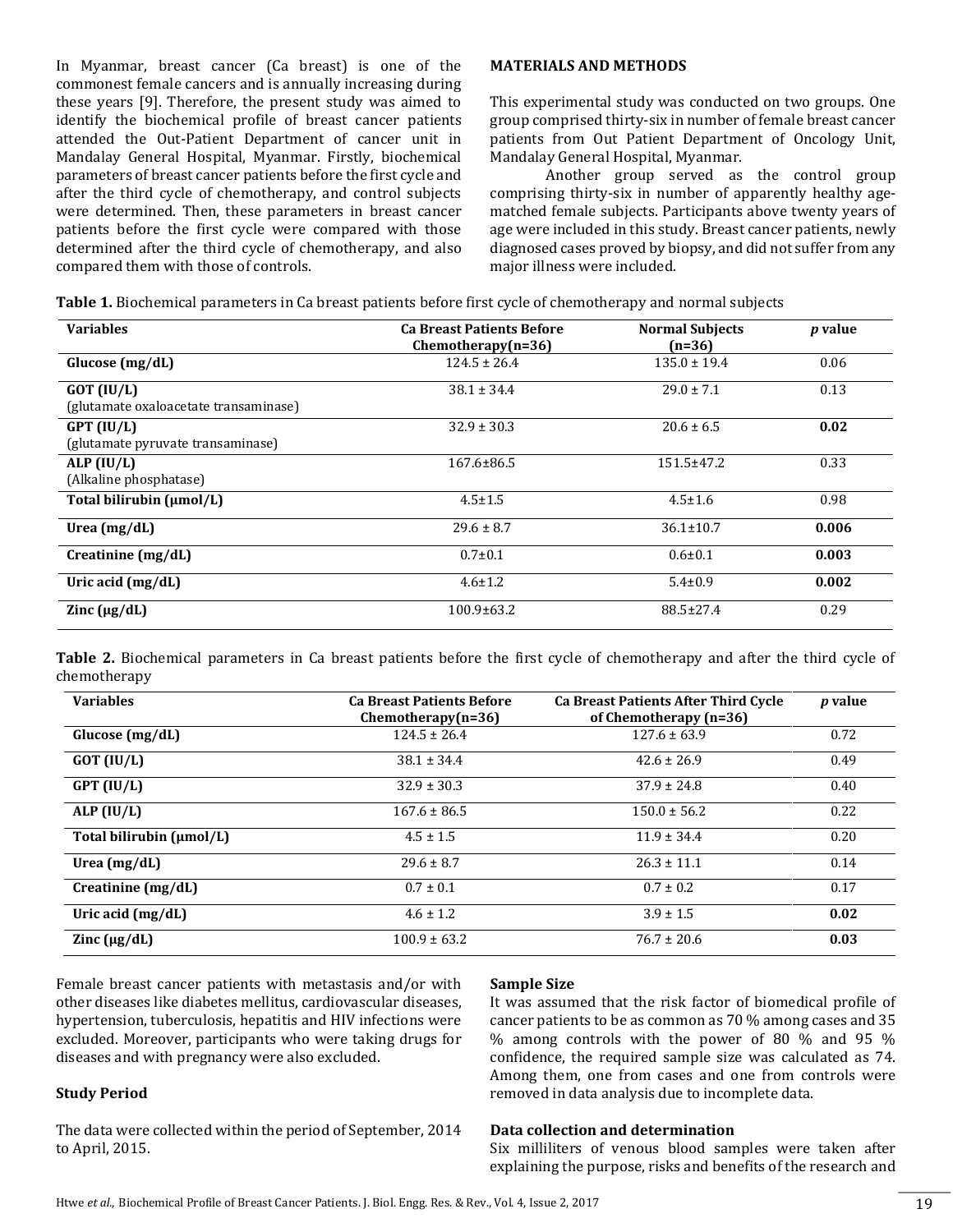In Myanmar, breast cancer (Ca breast) is one of the commonest female cancers and is annually increasing during these years [9]. Therefore, the present study was aimed to identify the biochemical profile of breast cancer patients attended the Out-Patient Department of cancer unit in Mandalay General Hospital, Myanmar. Firstly, biochemical parameters of breast cancer patients before the first cycle and after the third cycle of chemotherapy, and control subjects were determined. Then, these parameters in breast cancer patients before the first cycle were compared with those determined after the third cycle of chemotherapy, and also compared them with those of controls.

## MATERIALS AND METHODS

This experimental study was conducted on two groups. One group comprised thirty-six in number of female breast cancer patients from Out Patient Department of Oncology Unit, Mandalay General Hospital, Myanmar.

Another group served as the control group comprising thirty-six in number of apparently healthy age-matched female subjects. Participants above twenty years of age were included in this study. Breast cancer patients, newly diagnosed cases proved by biopsy, and did not suffer from any major illness were included.

**Table 1.** Biochemical parameters in Ca breast patients before first cycle of chemotherapy and normal subjects

| Variables | Ca Breast Patients Before Chemotherapy(n=36) | Normal Subjects (n=36) | *p* value |
|---|---|---|---|
| **Glucose (mg/dL)** | 124.5 ± 26.4 | 135.0 ± 19.4 | 0.06 |
| **GOT (IU/L)** (glutamate oxaloacetate transaminase) | 38.1 ± 34.4 | 29.0 ± 7.1 | 0.13 |
| **GPT (IU/L)** (glutamate pyruvate transaminase) | 32.9 ± 30.3 | 20.6 ± 6.5 | **0.02** |
| **ALP (IU/L)** (Alkaline phosphatase) | 167.6±86.5 | 151.5±47.2 | 0.33 |
| **Total bilirubin (μmol/L)** | 4.5±1.5 | 4.5±1.6 | 0.98 |
| **Urea (mg/dL)** | 29.6 ± 8.7 | 36.1±10.7 | **0.006** |
| **Creatinine (mg/dL)** | 0.7±0.1 | 0.6±0.1 | **0.003** |
| **Uric acid (mg/dL)** | 4.6±1.2 | 5.4±0.9 | **0.002** |
| **Zinc (μg/dL)** | 100.9±63.2 | 88.5±27.4 | 0.29 |

**Table 2.** Biochemical parameters in Ca breast patients before the first cycle of chemotherapy and after the third cycle of chemotherapy

| Variables | Ca Breast Patients Before Chemotherapy(n=36) | Ca Breast Patients After Third Cycle of Chemotherapy (n=36) | *p* value |
|---|---|---|---|
| **Glucose (mg/dL)** | 124.5 ± 26.4 | 127.6 ± 63.9 | 0.72 |
| **GOT (IU/L)** | 38.1 ± 34.4 | 42.6 ± 26.9 | 0.49 |
| **GPT (IU/L)** | 32.9 ± 30.3 | 37.9 ± 24.8 | 0.40 |
| **ALP (IU/L)** | 167.6 ± 86.5 | 150.0 ± 56.2 | 0.22 |
| **Total bilirubin (μmol/L)** | 4.5 ± 1.5 | 11.9 ± 34.4 | 0.20 |
| **Urea (mg/dL)** | 29.6 ± 8.7 | 26.3 ± 11.1 | 0.14 |
| **Creatinine (mg/dL)** | 0.7 ± 0.1 | 0.7 ± 0.2 | 0.17 |
| **Uric acid (mg/dL)** | 4.6 ± 1.2 | 3.9 ± 1.5 | **0.02** |
| **Zinc (μg/dL)** | 100.9 ± 63.2 | 76.7 ± 20.6 | **0.03** |

Female breast cancer patients with metastasis and/or with other diseases like diabetes mellitus, cardiovascular diseases, hypertension, tuberculosis, hepatitis and HIV infections were excluded. Moreover, participants who were taking drugs for diseases and with pregnancy were also excluded.

### Study Period

The data were collected within the period of September, 2014 to April, 2015.

### Sample Size

It was assumed that the risk factor of biomedical profile of cancer patients to be as common as 70 % among cases and 35 % among controls with the power of 80 % and 95 % confidence, the required sample size was calculated as 74. Among them, one from cases and one from controls were removed in data analysis due to incomplete data.

### Data collection and determination

Six milliliters of venous blood samples were taken after explaining the purpose, risks and benefits of the research and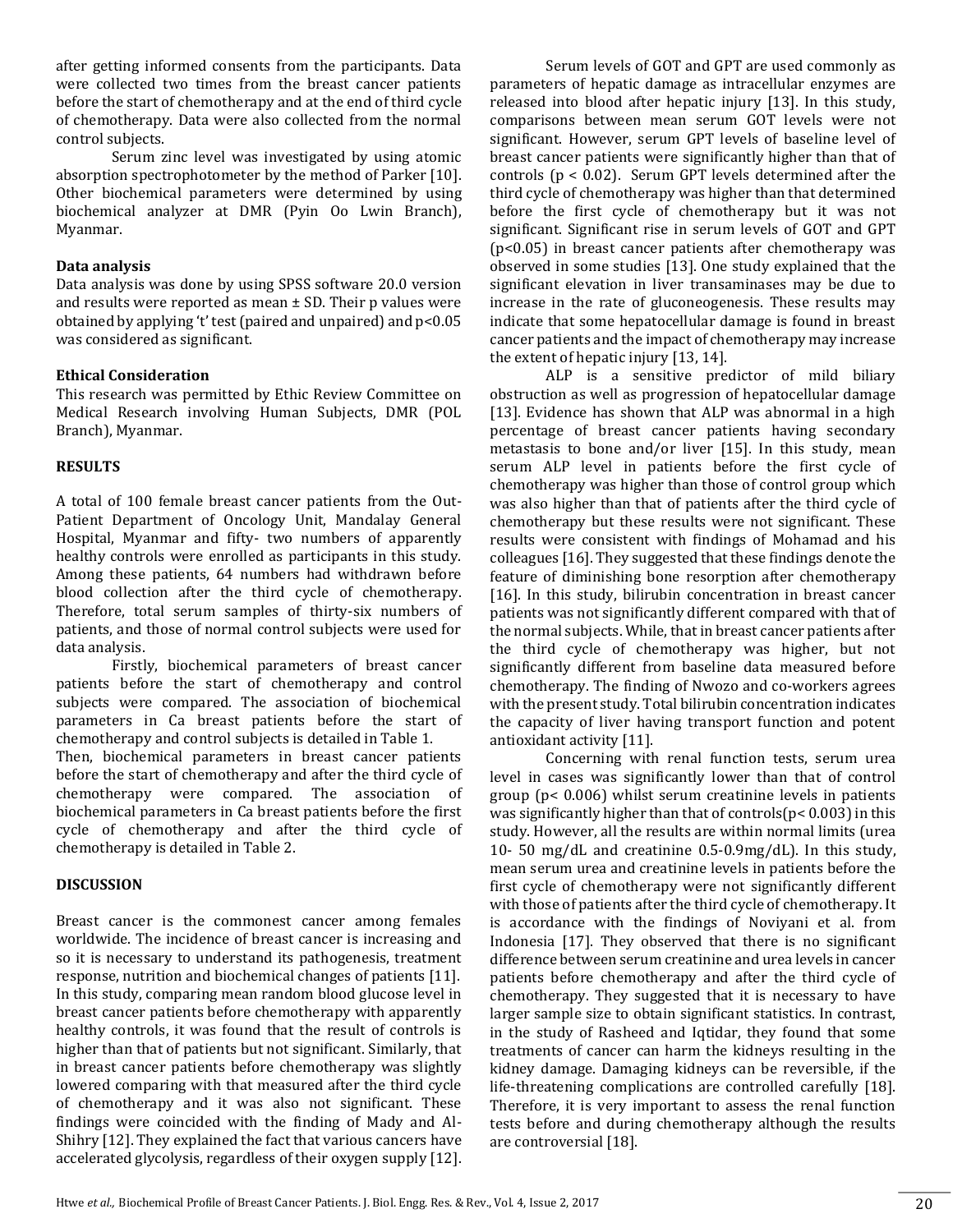after getting informed consents from the participants. Data were collected two times from the breast cancer patients before the start of chemotherapy and at the end of third cycle of chemotherapy. Data were also collected from the normal control subjects.

Serum zinc level was investigated by using atomic absorption spectrophotometer by the method of Parker [10]. Other biochemical parameters were determined by using biochemical analyzer at DMR (Pyin Oo Lwin Branch), Myanmar.

**Data analysis**

Data analysis was done by using SPSS software 20.0 version and results were reported as mean ± SD. Their p values were obtained by applying 't' test (paired and unpaired) and $p<0.05$ was considered as significant.

**Ethical Consideration**

This research was permitted by Ethic Review Committee on Medical Research involving Human Subjects, DMR (POL Branch), Myanmar.

**RESULTS**

A total of 100 female breast cancer patients from the Out-Patient Department of Oncology Unit, Mandalay General Hospital, Myanmar and fifty- two numbers of apparently healthy controls were enrolled as participants in this study. Among these patients, 64 numbers had withdrawn before blood collection after the third cycle of chemotherapy. Therefore, total serum samples of thirty-six numbers of patients, and those of normal control subjects were used for data analysis.

Firstly, biochemical parameters of breast cancer patients before the start of chemotherapy and control subjects were compared. The association of biochemical parameters in Ca breast patients before the start of chemotherapy and control subjects is detailed in Table 1.

Then, biochemical parameters in breast cancer patients before the start of chemotherapy and after the third cycle of chemotherapy were compared. The association of biochemical parameters in Ca breast patients before the first cycle of chemotherapy and after the third cycle of chemotherapy is detailed in Table 2.

**DISCUSSION**

Breast cancer is the commonest cancer among females worldwide. The incidence of breast cancer is increasing and so it is necessary to understand its pathogenesis, treatment response, nutrition and biochemical changes of patients [11]. In this study, comparing mean random blood glucose level in breast cancer patients before chemotherapy with apparently healthy controls, it was found that the result of controls is higher than that of patients but not significant. Similarly, that in breast cancer patients before chemotherapy was slightly lowered comparing with that measured after the third cycle of chemotherapy and it was also not significant. These findings were coincided with the finding of Mady and Al-Shihry [12]. They explained the fact that various cancers have accelerated glycolysis, regardless of their oxygen supply [12].

Serum levels of GOT and GPT are used commonly as parameters of hepatic damage as intracellular enzymes are released into blood after hepatic injury [13]. In this study, comparisons between mean serum GOT levels were not significant. However, serum GPT levels of baseline level of breast cancer patients were significantly higher than that of controls ($p < 0.02$). Serum GPT levels determined after the third cycle of chemotherapy was higher than that determined before the first cycle of chemotherapy but it was not significant. Significant rise in serum levels of GOT and GPT ($p<0.05$) in breast cancer patients after chemotherapy was observed in some studies [13]. One study explained that the significant elevation in liver transaminases may be due to increase in the rate of gluconeogenesis. These results may indicate that some hepatocellular damage is found in breast cancer patients and the impact of chemotherapy may increase the extent of hepatic injury [13, 14].

ALP is a sensitive predictor of mild biliary obstruction as well as progression of hepatocellular damage [13]. Evidence has shown that ALP was abnormal in a high percentage of breast cancer patients having secondary metastasis to bone and/or liver [15]. In this study, mean serum ALP level in patients before the first cycle of chemotherapy was higher than those of control group which was also higher than that of patients after the third cycle of chemotherapy but these results were not significant. These results were consistent with findings of Mohamad and his colleagues [16]. They suggested that these findings denote the feature of diminishing bone resorption after chemotherapy [16]. In this study, bilirubin concentration in breast cancer patients was not significantly different compared with that of the normal subjects. While, that in breast cancer patients after the third cycle of chemotherapy was higher, but not significantly different from baseline data measured before chemotherapy. The finding of Nwozo and co-workers agrees with the present study. Total bilirubin concentration indicates the capacity of liver having transport function and potent antioxidant activity [11].

Concerning with renal function tests, serum urea level in cases was significantly lower than that of control group ($p< 0.006$) whilst serum creatinine levels in patients was significantly higher than that of controls($p< 0.003$) in this study. However, all the results are within normal limits (urea 10- 50 mg/dL and creatinine 0.5-0.9mg/dL). In this study, mean serum urea and creatinine levels in patients before the first cycle of chemotherapy were not significantly different with those of patients after the third cycle of chemotherapy. It is accordance with the findings of Noviyani et al. from Indonesia [17]. They observed that there is no significant difference between serum creatinine and urea levels in cancer patients before chemotherapy and after the third cycle of chemotherapy. They suggested that it is necessary to have larger sample size to obtain significant statistics. In contrast, in the study of Rasheed and Iqtidar, they found that some treatments of cancer can harm the kidneys resulting in the kidney damage. Damaging kidneys can be reversible, if the life-threatening complications are controlled carefully [18]. Therefore, it is very important to assess the renal function tests before and during chemotherapy although the results are controversial [18].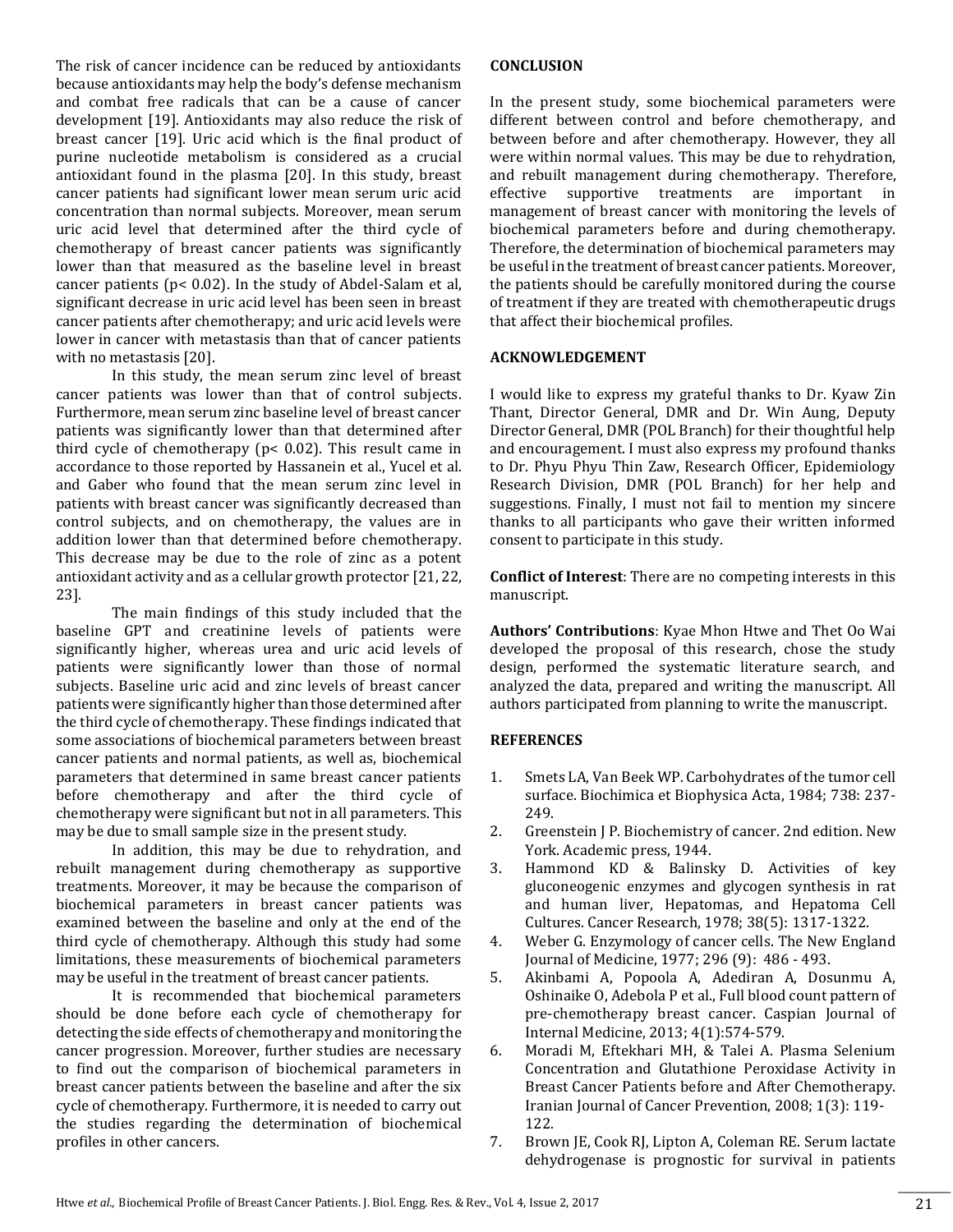The risk of cancer incidence can be reduced by antioxidants because antioxidants may help the body's defense mechanism and combat free radicals that can be a cause of cancer development [19]. Antioxidants may also reduce the risk of breast cancer [19]. Uric acid which is the final product of purine nucleotide metabolism is considered as a crucial antioxidant found in the plasma [20]. In this study, breast cancer patients had significant lower mean serum uric acid concentration than normal subjects. Moreover, mean serum uric acid level that determined after the third cycle of chemotherapy of breast cancer patients was significantly lower than that measured as the baseline level in breast cancer patients ($p < 0.02$). In the study of Abdel-Salam et al, significant decrease in uric acid level has been seen in breast cancer patients after chemotherapy; and uric acid levels were lower in cancer with metastasis than that of cancer patients with no metastasis [20].

In this study, the mean serum zinc level of breast cancer patients was lower than that of control subjects. Furthermore, mean serum zinc baseline level of breast cancer patients was significantly lower than that determined after third cycle of chemotherapy ($p < 0.02$). This result came in accordance to those reported by Hassanein et al., Yucel et al. and Gaber who found that the mean serum zinc level in patients with breast cancer was significantly decreased than control subjects, and on chemotherapy, the values are in addition lower than that determined before chemotherapy. This decrease may be due to the role of zinc as a potent antioxidant activity and as a cellular growth protector [21, 22, 23].

The main findings of this study included that the baseline GPT and creatinine levels of patients were significantly higher, whereas urea and uric acid levels of patients were significantly lower than those of normal subjects. Baseline uric acid and zinc levels of breast cancer patients were significantly higher than those determined after the third cycle of chemotherapy. These findings indicated that some associations of biochemical parameters between breast cancer patients and normal patients, as well as, biochemical parameters that determined in same breast cancer patients before chemotherapy and after the third cycle of chemotherapy were significant but not in all parameters. This may be due to small sample size in the present study.

In addition, this may be due to rehydration, and rebuilt management during chemotherapy as supportive treatments. Moreover, it may be because the comparison of biochemical parameters in breast cancer patients was examined between the baseline and only at the end of the third cycle of chemotherapy. Although this study had some limitations, these measurements of biochemical parameters may be useful in the treatment of breast cancer patients.

It is recommended that biochemical parameters should be done before each cycle of chemotherapy for detecting the side effects of chemotherapy and monitoring the cancer progression. Moreover, further studies are necessary to find out the comparison of biochemical parameters in breast cancer patients between the baseline and after the six cycle of chemotherapy. Furthermore, it is needed to carry out the studies regarding the determination of biochemical profiles in other cancers.

## CONCLUSION

In the present study, some biochemical parameters were different between control and before chemotherapy, and between before and after chemotherapy. However, they all were within normal values. This may be due to rehydration, and rebuilt management during chemotherapy. Therefore, effective supportive treatments are important in management of breast cancer with monitoring the levels of biochemical parameters before and during chemotherapy. Therefore, the determination of biochemical parameters may be useful in the treatment of breast cancer patients. Moreover, the patients should be carefully monitored during the course of treatment if they are treated with chemotherapeutic drugs that affect their biochemical profiles.

## ACKNOWLEDGEMENT

I would like to express my grateful thanks to Dr. Kyaw Zin Thant, Director General, DMR and Dr. Win Aung, Deputy Director General, DMR (POL Branch) for their thoughtful help and encouragement. I must also express my profound thanks to Dr. Phyu Phyu Thin Zaw, Research Officer, Epidemiology Research Division, DMR (POL Branch) for her help and suggestions. Finally, I must not fail to mention my sincere thanks to all participants who gave their written informed consent to participate in this study.

**Conflict of Interest**: There are no competing interests in this manuscript.

**Authors' Contributions**: Kyae Mhon Htwe and Thet Oo Wai developed the proposal of this research, chose the study design, performed the systematic literature search, and analyzed the data, prepared and writing the manuscript. All authors participated from planning to write the manuscript.

## REFERENCES

1. Smets LA, Van Beek WP. Carbohydrates of the tumor cell surface. Biochimica et Biophysica Acta, 1984; 738: 237-249.
2. Greenstein J P. Biochemistry of cancer. 2nd edition. New York. Academic press, 1944.
3. Hammond KD & Balinsky D. Activities of key gluconeogenic enzymes and glycogen synthesis in rat and human liver, Hepatomas, and Hepatoma Cell Cultures. Cancer Research, 1978; 38(5): 1317-1322.
4. Weber G. Enzymology of cancer cells. The New England Journal of Medicine, 1977; 296 (9): 486 - 493.
5. Akinbami A, Popoola A, Adediran A, Dosunmu A, Oshinaike O, Adebola P et al., Full blood count pattern of pre-chemotherapy breast cancer. Caspian Journal of Internal Medicine, 2013; 4(1):574-579.
6. Moradi M, Eftekhari MH, & Talei A. Plasma Selenium Concentration and Glutathione Peroxidase Activity in Breast Cancer Patients before and After Chemotherapy. Iranian Journal of Cancer Prevention, 2008; 1(3): 119-122.
7. Brown JE, Cook RJ, Lipton A, Coleman RE. Serum lactate dehydrogenase is prognostic for survival in patients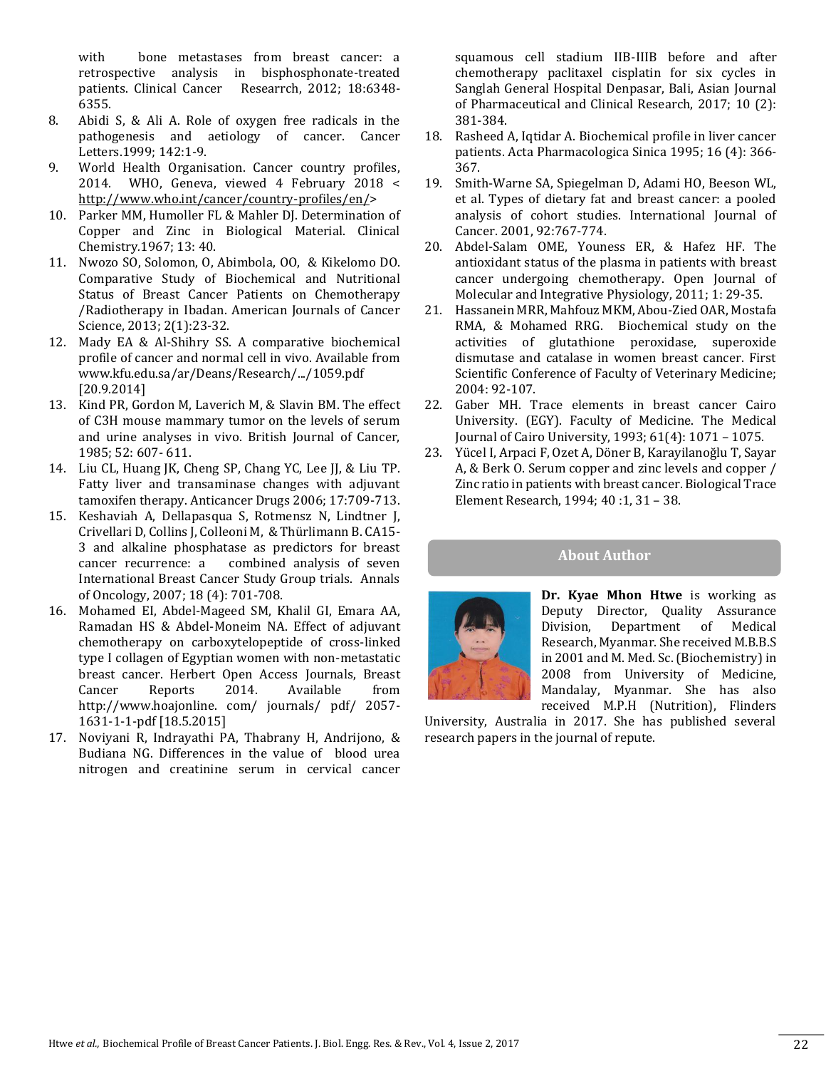with bone metastases from breast cancer: a retrospective analysis in bisphosphonate-treated patients. Clinical Cancer Researrch, 2012; 18:6348-6355.

8. Abidi S, & Ali A. Role of oxygen free radicals in the pathogenesis and aetiology of cancer. Cancer Letters.1999; 142:1-9.
9. World Health Organisation. Cancer country profiles, 2014. WHO, Geneva, viewed 4 February 2018 < http://www.who.int/cancer/country-profiles/en/>
10. Parker MM, Humoller FL & Mahler DJ. Determination of Copper and Zinc in Biological Material. Clinical Chemistry.1967; 13: 40.
11. Nwozo SO, Solomon, O, Abimbola, OO, & Kikelomo DO. Comparative Study of Biochemical and Nutritional Status of Breast Cancer Patients on Chemotherapy /Radiotherapy in Ibadan. American Journals of Cancer Science, 2013; 2(1):23-32.
12. Mady EA & Al-Shihry SS. A comparative biochemical profile of cancer and normal cell in vivo. Available from www.kfu.edu.sa/ar/Deans/Research/.../1059.pdf [20.9.2014]
13. Kind PR, Gordon M, Laverich M, & Slavin BM. The effect of C3H mouse mammary tumor on the levels of serum and urine analyses in vivo. British Journal of Cancer, 1985; 52: 607- 611.
14. Liu CL, Huang JK, Cheng SP, Chang YC, Lee JJ, & Liu TP. Fatty liver and transaminase changes with adjuvant tamoxifen therapy. Anticancer Drugs 2006; 17:709-713.
15. Keshaviah A, Dellapasqua S, Rotmensz N, Lindtner J, Crivellari D, Collins J, Colleoni M, & Thürlimann B. CA15-3 and alkaline phosphatase as predictors for breast cancer recurrence: a combined analysis of seven International Breast Cancer Study Group trials. Annals of Oncology, 2007; 18 (4): 701-708.
16. Mohamed EI, Abdel-Mageed SM, Khalil GI, Emara AA, Ramadan HS & Abdel-Moneim NA. Effect of adjuvant chemotherapy on carboxytelopeptide of cross-linked type I collagen of Egyptian women with non-metastatic breast cancer. Herbert Open Access Journals, Breast Cancer Reports 2014. Available from http://www.hoajonline. com/ journals/ pdf/ 2057-1631-1-1-pdf [18.5.2015]
17. Noviyani R, Indrayathi PA, Thabrany H, Andrijono, & Budiana NG. Differences in the value of blood urea nitrogen and creatinine serum in cervical cancer squamous cell stadium IIB-IIIB before and after chemotherapy paclitaxel cisplatin for six cycles in Sanglah General Hospital Denpasar, Bali, Asian Journal of Pharmaceutical and Clinical Research, 2017; 10 (2): 381-384.
18. Rasheed A, Iqtidar A. Biochemical profile in liver cancer patients. Acta Pharmacologica Sinica 1995; 16 (4): 366-367.
19. Smith-Warne SA, Spiegelman D, Adami HO, Beeson WL, et al. Types of dietary fat and breast cancer: a pooled analysis of cohort studies. International Journal of Cancer. 2001, 92:767-774.
20. Abdel-Salam OME, Youness ER, & Hafez HF. The antioxidant status of the plasma in patients with breast cancer undergoing chemotherapy. Open Journal of Molecular and Integrative Physiology, 2011; 1: 29-35.
21. Hassanein MRR, Mahfouz MKM, Abou-Zied OAR, Mostafa RMA, & Mohamed RRG. Biochemical study on the activities of glutathione peroxidase, superoxide dismutase and catalase in women breast cancer. First Scientific Conference of Faculty of Veterinary Medicine; 2004: 92-107.
22. Gaber MH. Trace elements in breast cancer Cairo University. (EGY). Faculty of Medicine. The Medical Journal of Cairo University, 1993; 61(4): 1071 – 1075.
23. Yücel I, Arpaci F, Ozet A, Döner B, Karayilanoğlu T, Sayar A, & Berk O. Serum copper and zinc levels and copper / Zinc ratio in patients with breast cancer. Biological Trace Element Research, 1994; 40 :1, 31 – 38.

## About Author

**Dr. Kyae Mhon Htwe** is working as Deputy Director, Quality Assurance Division, Department of Medical Research, Myanmar. She received M.B.B.S in 2001 and M. Med. Sc. (Biochemistry) in 2008 from University of Medicine, Mandalay, Myanmar. She has also received M.P.H (Nutrition), Flinders University, Australia in 2017. She has published several research papers in the journal of repute.